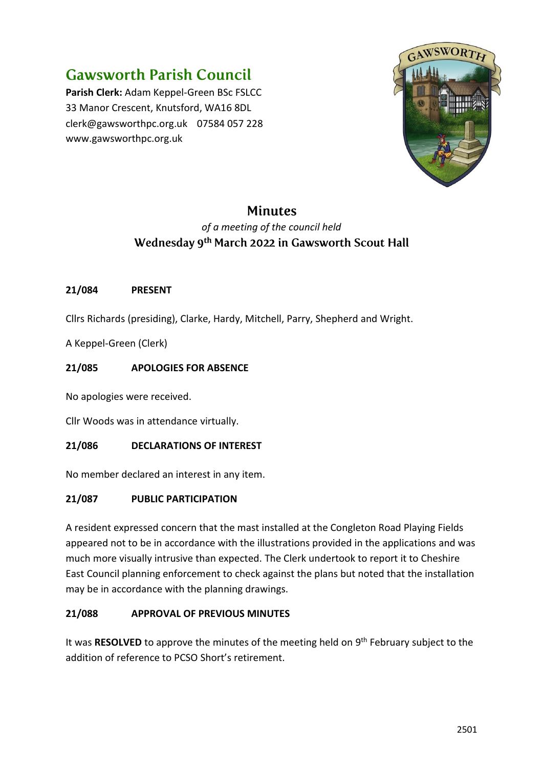# Gawsworth Parish Council

**Parish Clerk:** Adam Keppel-Green BSc FSLCC
33 Manor Crescent, Knutsford, WA16 8DL
clerk@gawsworthpc.org.uk 07584 057 228
www.gawsworthpc.org.uk

## Minutes

*of a meeting of the council held*

**Wednesday 9th March 2022 in Gawsworth Scout Hall**

### 21/084 PRESENT

Cllrs Richards (presiding), Clarke, Hardy, Mitchell, Parry, Shepherd and Wright.

A Keppel-Green (Clerk)

### 21/085 APOLOGIES FOR ABSENCE

No apologies were received.

Cllr Woods was in attendance virtually.

### 21/086 DECLARATIONS OF INTEREST

No member declared an interest in any item.

### 21/087 PUBLIC PARTICIPATION

A resident expressed concern that the mast installed at the Congleton Road Playing Fields appeared not to be in accordance with the illustrations provided in the applications and was much more visually intrusive than expected. The Clerk undertook to report it to Cheshire East Council planning enforcement to check against the plans but noted that the installation may be in accordance with the planning drawings.

### 21/088 APPROVAL OF PREVIOUS MINUTES

It was **RESOLVED** to approve the minutes of the meeting held on 9th February subject to the addition of reference to PCSO Short's retirement.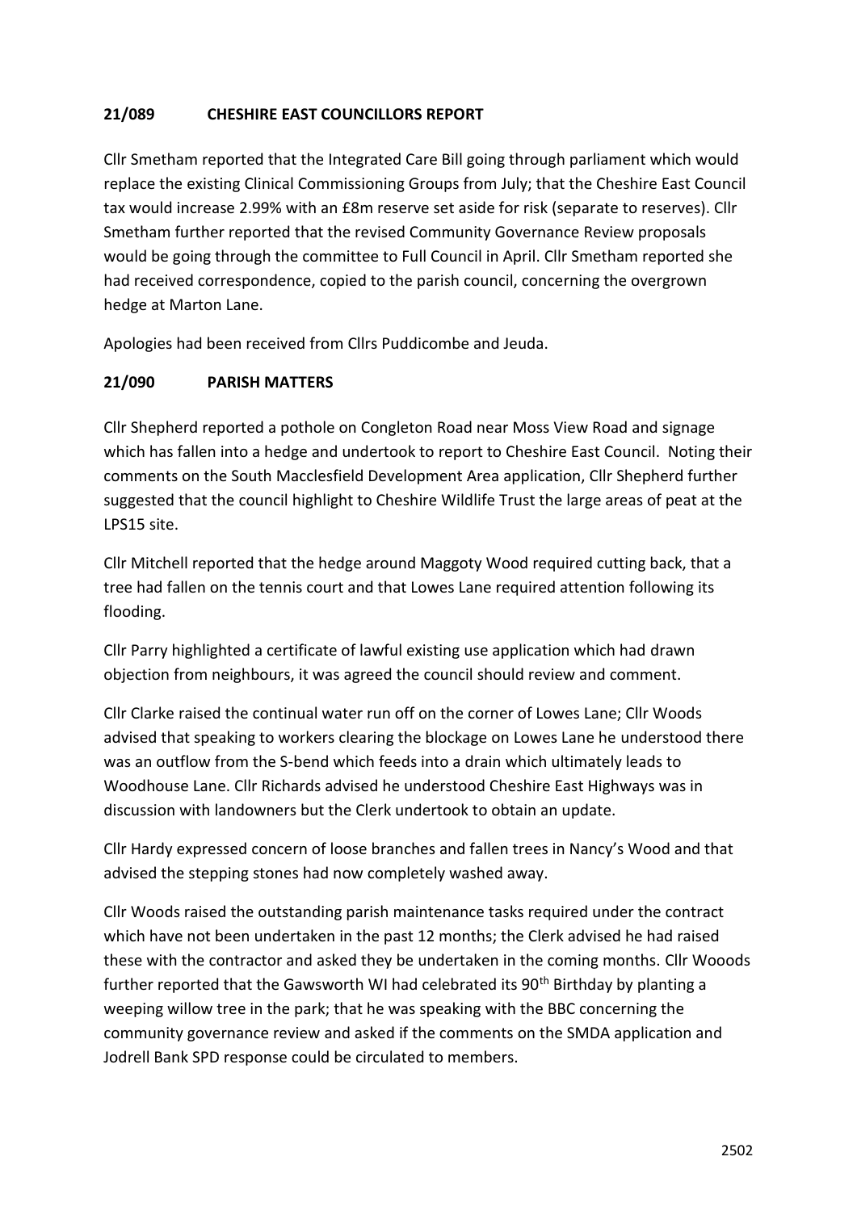## 21/089 CHESHIRE EAST COUNCILLORS REPORT

Cllr Smetham reported that the Integrated Care Bill going through parliament which would replace the existing Clinical Commissioning Groups from July; that the Cheshire East Council tax would increase 2.99% with an £8m reserve set aside for risk (separate to reserves). Cllr Smetham further reported that the revised Community Governance Review proposals would be going through the committee to Full Council in April. Cllr Smetham reported she had received correspondence, copied to the parish council, concerning the overgrown hedge at Marton Lane.

Apologies had been received from Cllrs Puddicombe and Jeuda.

## 21/090 PARISH MATTERS

Cllr Shepherd reported a pothole on Congleton Road near Moss View Road and signage which has fallen into a hedge and undertook to report to Cheshire East Council. Noting their comments on the South Macclesfield Development Area application, Cllr Shepherd further suggested that the council highlight to Cheshire Wildlife Trust the large areas of peat at the LPS15 site.

Cllr Mitchell reported that the hedge around Maggoty Wood required cutting back, that a tree had fallen on the tennis court and that Lowes Lane required attention following its flooding.

Cllr Parry highlighted a certificate of lawful existing use application which had drawn objection from neighbours, it was agreed the council should review and comment.

Cllr Clarke raised the continual water run off on the corner of Lowes Lane; Cllr Woods advised that speaking to workers clearing the blockage on Lowes Lane he understood there was an outflow from the S-bend which feeds into a drain which ultimately leads to Woodhouse Lane. Cllr Richards advised he understood Cheshire East Highways was in discussion with landowners but the Clerk undertook to obtain an update.

Cllr Hardy expressed concern of loose branches and fallen trees in Nancy's Wood and that advised the stepping stones had now completely washed away.

Cllr Woods raised the outstanding parish maintenance tasks required under the contract which have not been undertaken in the past 12 months; the Clerk advised he had raised these with the contractor and asked they be undertaken in the coming months. Cllr Wooods further reported that the Gawsworth WI had celebrated its 90th Birthday by planting a weeping willow tree in the park; that he was speaking with the BBC concerning the community governance review and asked if the comments on the SMDA application and Jodrell Bank SPD response could be circulated to members.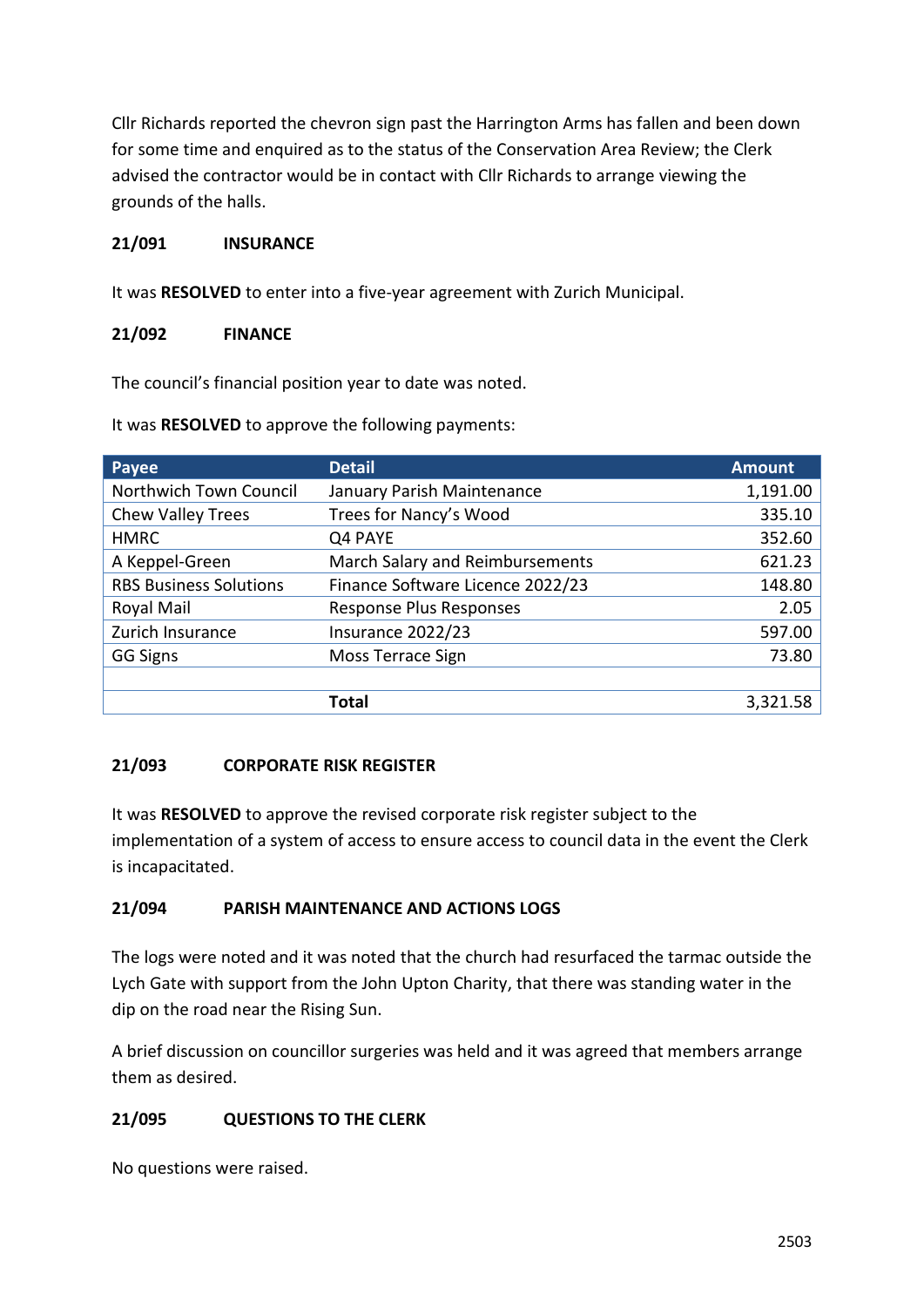Cllr Richards reported the chevron sign past the Harrington Arms has fallen and been down for some time and enquired as to the status of the Conservation Area Review; the Clerk advised the contractor would be in contact with Cllr Richards to arrange viewing the grounds of the halls.

### 21/091 INSURANCE

It was **RESOLVED** to enter into a five-year agreement with Zurich Municipal.

### 21/092 FINANCE

The council's financial position year to date was noted.

It was **RESOLVED** to approve the following payments:

| Payee | Detail | Amount |
|---|---|---|
| Northwich Town Council | January Parish Maintenance | 1,191.00 |
| Chew Valley Trees | Trees for Nancy's Wood | 335.10 |
| HMRC | Q4 PAYE | 352.60 |
| A Keppel-Green | March Salary and Reimbursements | 621.23 |
| RBS Business Solutions | Finance Software Licence 2022/23 | 148.80 |
| Royal Mail | Response Plus Responses | 2.05 |
| Zurich Insurance | Insurance 2022/23 | 597.00 |
| GG Signs | Moss Terrace Sign | 73.80 |
| | | |
| | **Total** | 3,321.58 |

### 21/093 CORPORATE RISK REGISTER

It was **RESOLVED** to approve the revised corporate risk register subject to the implementation of a system of access to ensure access to council data in the event the Clerk is incapacitated.

### 21/094 PARISH MAINTENANCE AND ACTIONS LOGS

The logs were noted and it was noted that the church had resurfaced the tarmac outside the Lych Gate with support from the John Upton Charity, that there was standing water in the dip on the road near the Rising Sun.

A brief discussion on councillor surgeries was held and it was agreed that members arrange them as desired.

### 21/095 QUESTIONS TO THE CLERK

No questions were raised.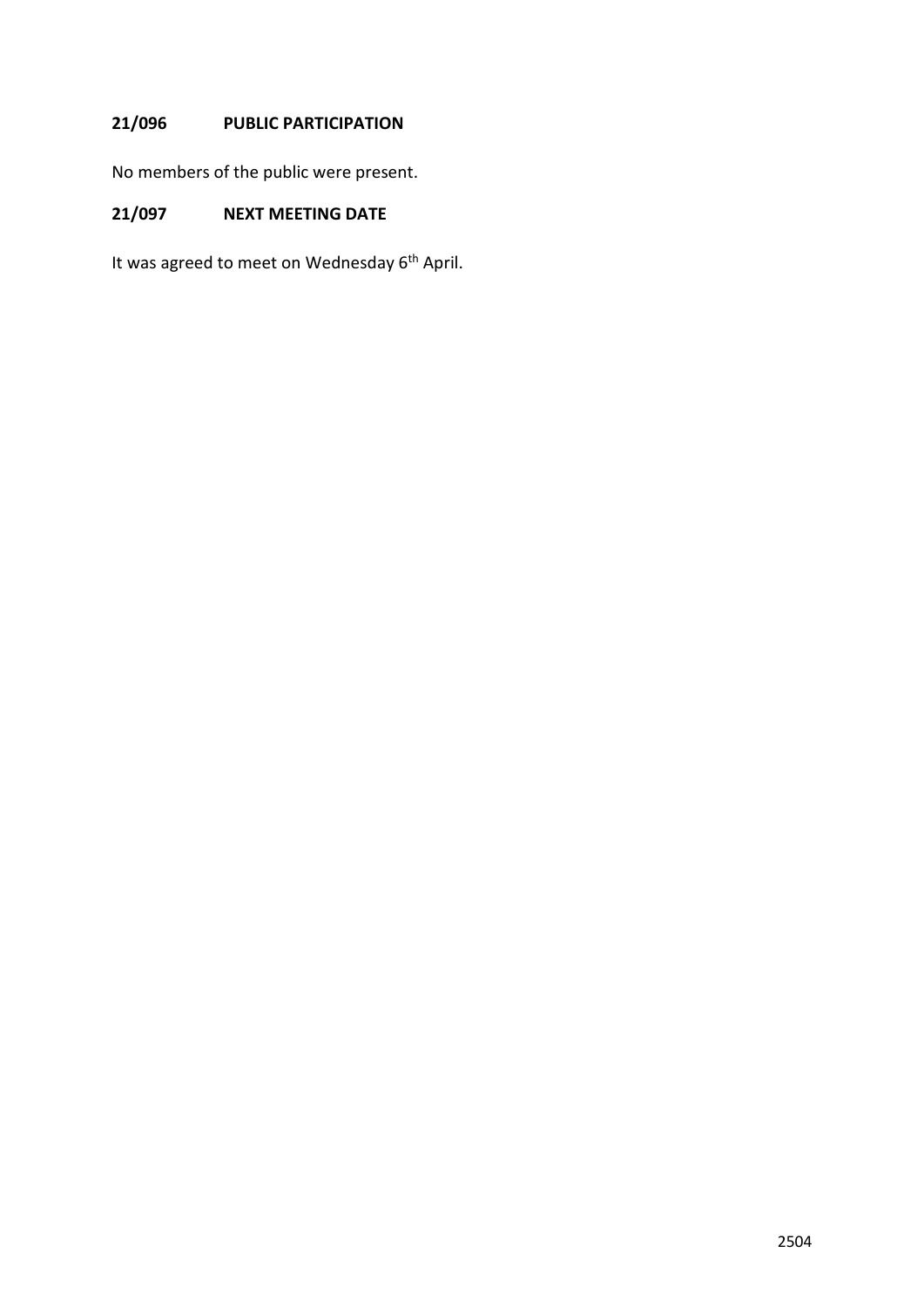### 21/096 PUBLIC PARTICIPATION

No members of the public were present.

### 21/097 NEXT MEETING DATE

It was agreed to meet on Wednesday 6th April.